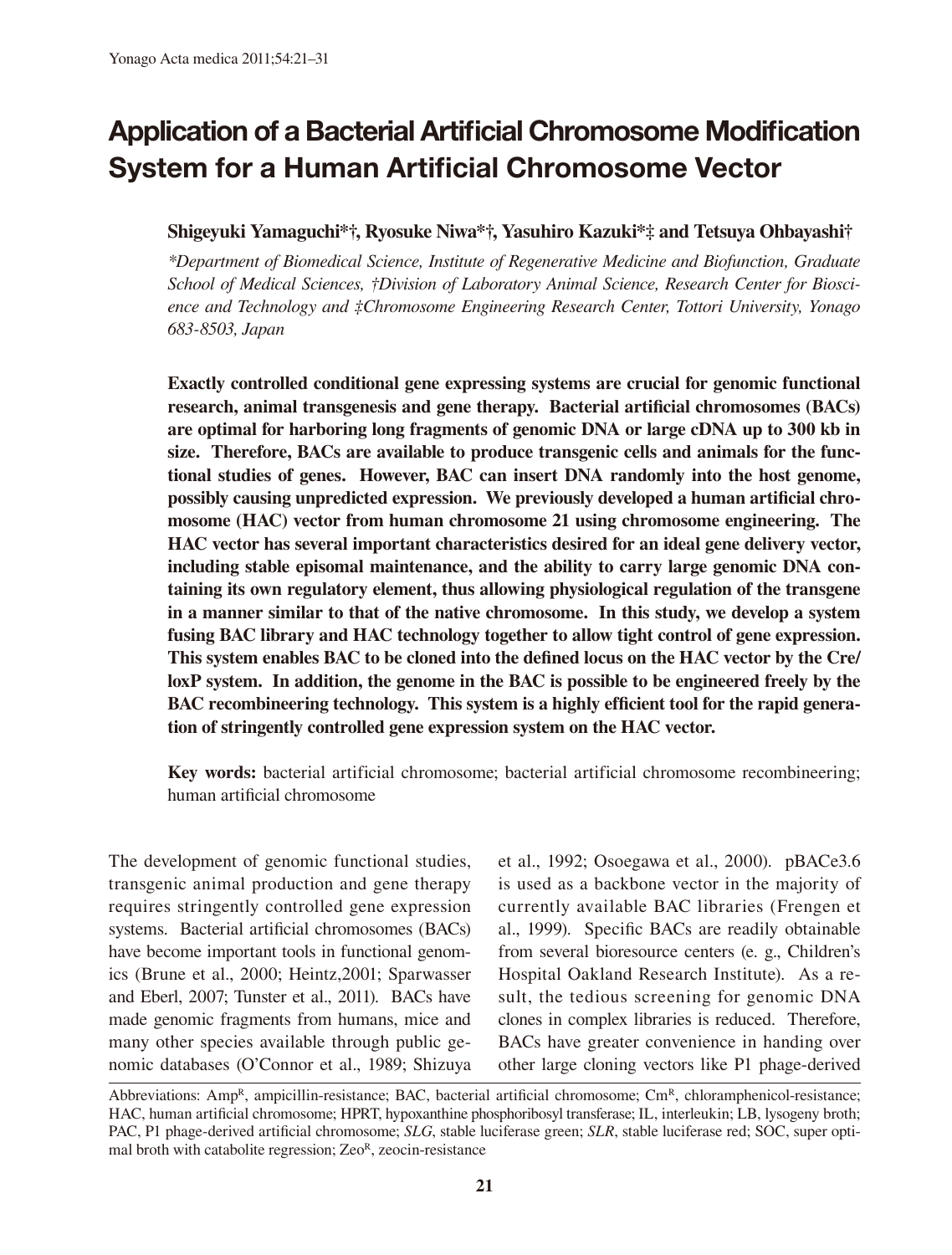# Application of a Bacterial Artificial Chromosome Modification System for a Human Artificial Chromosome Vector

**Shigeyuki Yamaguchi\*†, Ryosuke Niwa\*†, Yasuhiro Kazuki\*‡ and Tetsuya Ohbayashi†**

*\*Department of Biomedical Science, Institute of Regenerative Medicine and Biofunction, Graduate School of Medical Sciences, †Division of Laboratory Animal Science, Research Center for Bioscience and Technology and ‡Chromosome Engineering Research Center, Tottori University, Yonago 683-8503, Japan*

**Exactly controlled conditional gene expressing systems are crucial for genomic functional research, animal transgenesis and gene therapy. Bacterial artificial chromosomes (BACs) are optimal for harboring long fragments of genomic DNA or large cDNA up to 300 kb in size. Therefore, BACs are available to produce transgenic cells and animals for the functional studies of genes. However, BAC can insert DNA randomly into the host genome, possibly causing unpredicted expression. We previously developed a human artificial chromosome (HAC) vector from human chromosome 21 using chromosome engineering. The HAC vector has several important characteristics desired for an ideal gene delivery vector, including stable episomal maintenance, and the ability to carry large genomic DNA containing its own regulatory element, thus allowing physiological regulation of the transgene in a manner similar to that of the native chromosome. In this study, we develop a system fusing BAC library and HAC technology together to allow tight control of gene expression. This system enables BAC to be cloned into the defined locus on the HAC vector by the Cre/loxP system. In addition, the genome in the BAC is possible to be engineered freely by the BAC recombineering technology. This system is a highly efficient tool for the rapid generation of stringently controlled gene expression system on the HAC vector.**

**Key words:** bacterial artificial chromosome; bacterial artificial chromosome recombineering; human artificial chromosome

The development of genomic functional studies, transgenic animal production and gene therapy requires stringently controlled gene expression systems. Bacterial artificial chromosomes (BACs) have become important tools in functional genomics (Brune et al., 2000; Heintz,2001; Sparwasser and Eberl, 2007; Tunster et al., 2011). BACs have made genomic fragments from humans, mice and many other species available through public genomic databases (O'Connor et al., 1989; Shizuya et al., 1992; Osoegawa et al., 2000). pBACe3.6 is used as a backbone vector in the majority of currently available BAC libraries (Frengen et al., 1999). Specific BACs are readily obtainable from several bioresource centers (e. g., Children's Hospital Oakland Research Institute). As a result, the tedious screening for genomic DNA clones in complex libraries is reduced. Therefore, BACs have greater convenience in handing over other large cloning vectors like P1 phage-derived

Abbreviations: Amp$^R$, ampicillin-resistance; BAC, bacterial artificial chromosome; Cm$^R$, chloramphenicol-resistance; HAC, human artificial chromosome; HPRT, hypoxanthine phosphoribosyl transferase; IL, interleukin; LB, lysogeny broth; PAC, P1 phage-derived artificial chromosome; *SLG*, stable luciferase green; *SLR*, stable luciferase red; SOC, super optimal broth with catabolite regression; Zeo$^R$, zeocin-resistance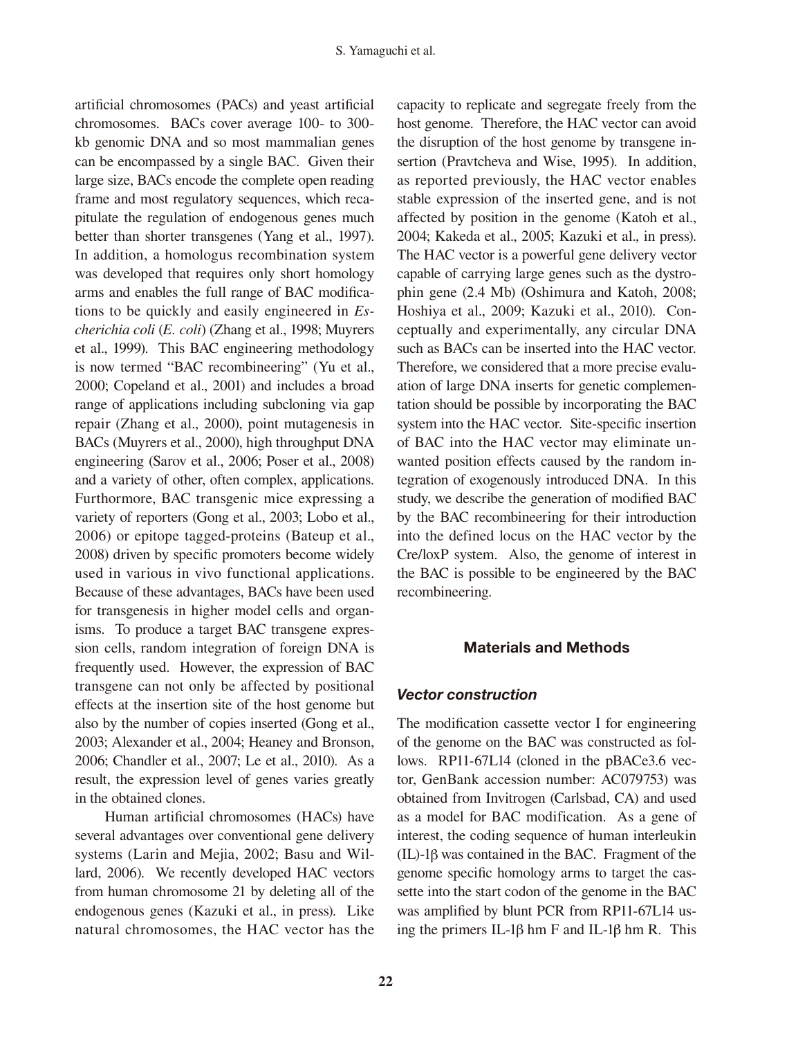artificial chromosomes (PACs) and yeast artificial chromosomes. BACs cover average 100- to 300-kb genomic DNA and so most mammalian genes can be encompassed by a single BAC. Given their large size, BACs encode the complete open reading frame and most regulatory sequences, which recapitulate the regulation of endogenous genes much better than shorter transgenes (Yang et al., 1997). In addition, a homologus recombination system was developed that requires only short homology arms and enables the full range of BAC modifications to be quickly and easily engineered in *Escherichia coli* (*E. coli*) (Zhang et al., 1998; Muyrers et al., 1999). This BAC engineering methodology is now termed "BAC recombineering" (Yu et al., 2000; Copeland et al., 2001) and includes a broad range of applications including subcloning via gap repair (Zhang et al., 2000), point mutagenesis in BACs (Muyrers et al., 2000), high throughput DNA engineering (Sarov et al., 2006; Poser et al., 2008) and a variety of other, often complex, applications. Furthormore, BAC transgenic mice expressing a variety of reporters (Gong et al., 2003; Lobo et al., 2006) or epitope tagged-proteins (Bateup et al., 2008) driven by specific promoters become widely used in various in vivo functional applications. Because of these advantages, BACs have been used for transgenesis in higher model cells and organisms. To produce a target BAC transgene expression cells, random integration of foreign DNA is frequently used. However, the expression of BAC transgene can not only be affected by positional effects at the insertion site of the host genome but also by the number of copies inserted (Gong et al., 2003; Alexander et al., 2004; Heaney and Bronson, 2006; Chandler et al., 2007; Le et al., 2010). As a result, the expression level of genes varies greatly in the obtained clones.

Human artificial chromosomes (HACs) have several advantages over conventional gene delivery systems (Larin and Mejia, 2002; Basu and Willard, 2006). We recently developed HAC vectors from human chromosome 21 by deleting all of the endogenous genes (Kazuki et al., in press). Like natural chromosomes, the HAC vector has the capacity to replicate and segregate freely from the host genome. Therefore, the HAC vector can avoid the disruption of the host genome by transgene insertion (Pravtcheva and Wise, 1995). In addition, as reported previously, the HAC vector enables stable expression of the inserted gene, and is not affected by position in the genome (Katoh et al., 2004; Kakeda et al., 2005; Kazuki et al., in press). The HAC vector is a powerful gene delivery vector capable of carrying large genes such as the dystrophin gene (2.4 Mb) (Oshimura and Katoh, 2008; Hoshiya et al., 2009; Kazuki et al., 2010). Conceptually and experimentally, any circular DNA such as BACs can be inserted into the HAC vector. Therefore, we considered that a more precise evaluation of large DNA inserts for genetic complementation should be possible by incorporating the BAC system into the HAC vector. Site-specific insertion of BAC into the HAC vector may eliminate unwanted position effects caused by the random integration of exogenously introduced DNA. In this study, we describe the generation of modified BAC by the BAC recombineering for their introduction into the defined locus on the HAC vector by the Cre/loxP system. Also, the genome of interest in the BAC is possible to be engineered by the BAC recombineering.

## Materials and Methods

### *Vector construction*

The modification cassette vector I for engineering of the genome on the BAC was constructed as follows. RP11-67L14 (cloned in the pBACe3.6 vector, GenBank accession number: AC079753) was obtained from Invitrogen (Carlsbad, CA) and used as a model for BAC modification. As a gene of interest, the coding sequence of human interleukin (IL)-1β was contained in the BAC. Fragment of the genome specific homology arms to target the cassette into the start codon of the genome in the BAC was amplified by blunt PCR from RP11-67L14 using the primers IL-1β hm F and IL-1β hm R. This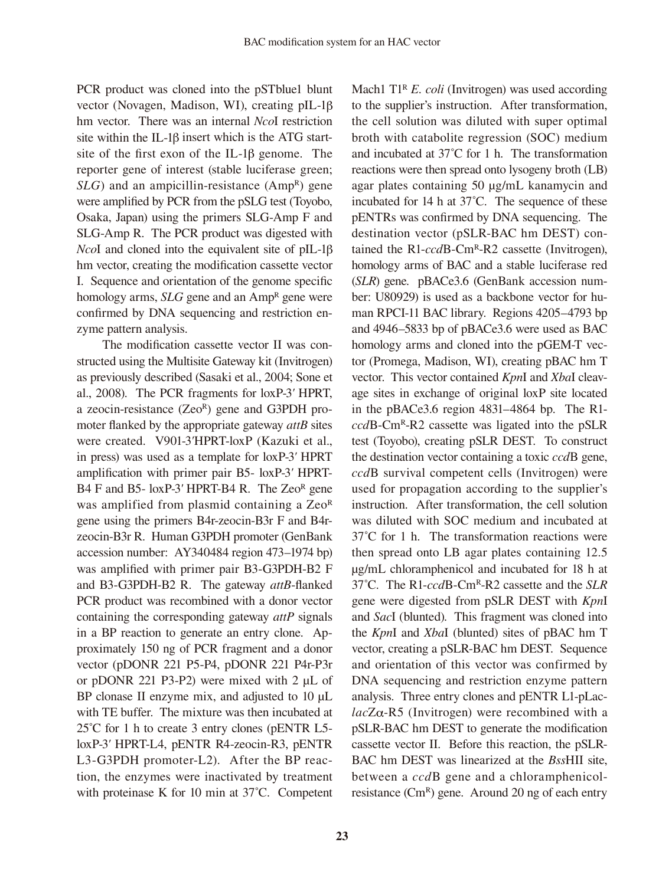PCR product was cloned into the pSTblue1 blunt vector (Novagen, Madison, WI), creating pIL-1β hm vector. There was an internal *Nco*I restriction site within the IL-1β insert which is the ATG start-site of the first exon of the IL-1β genome. The reporter gene of interest (stable luciferase green; *SLG*) and an ampicillin-resistance (Amp$^R$) gene were amplified by PCR from the pSLG test (Toyobo, Osaka, Japan) using the primers SLG-Amp F and SLG-Amp R. The PCR product was digested with *Nco*I and cloned into the equivalent site of pIL-1β hm vector, creating the modification cassette vector I. Sequence and orientation of the genome specific homology arms, *SLG* gene and an Amp$^R$ gene were confirmed by DNA sequencing and restriction enzyme pattern analysis.

The modification cassette vector II was constructed using the Multisite Gateway kit (Invitrogen) as previously described (Sasaki et al., 2004; Sone et al., 2008). The PCR fragments for loxP-3′ HPRT, a zeocin-resistance (Zeo$^R$) gene and G3PDH promoter flanked by the appropriate gateway *attB* sites were created. V901-3′HPRT-loxP (Kazuki et al., in press) was used as a template for loxP-3′ HPRT amplification with primer pair B5- loxP-3′ HPRT-B4 F and B5- loxP-3′ HPRT-B4 R. The Zeo$^R$ gene was amplified from plasmid containing a Zeo$^R$ gene using the primers B4r-zeocin-B3r F and B4r-zeocin-B3r R. Human G3PDH promoter (GenBank accession number: AY340484 region 473–1974 bp) was amplified with primer pair B3-G3PDH-B2 F and B3-G3PDH-B2 R. The gateway *attB*-flanked PCR product was recombined with a donor vector containing the corresponding gateway *attP* signals in a BP reaction to generate an entry clone. Approximately 150 ng of PCR fragment and a donor vector (pDONR 221 P5-P4, pDONR 221 P4r-P3r or pDONR 221 P3-P2) were mixed with 2 μL of BP clonase II enzyme mix, and adjusted to 10 μL with TE buffer. The mixture was then incubated at 25˚C for 1 h to create 3 entry clones (pENTR L5-loxP-3′ HPRT-L4, pENTR R4-zeocin-R3, pENTR L3-G3PDH promoter-L2). After the BP reaction, the enzymes were inactivated by treatment with proteinase K for 10 min at 37˚C. Competent Mach1 T1$^R$ *E. coli* (Invitrogen) was used according to the supplier's instruction. After transformation, the cell solution was diluted with super optimal broth with catabolite regression (SOC) medium and incubated at 37˚C for 1 h. The transformation reactions were then spread onto lysogeny broth (LB) agar plates containing 50 μg/mL kanamycin and incubated for 14 h at 37˚C. The sequence of these pENTRs was confirmed by DNA sequencing. The destination vector (pSLR-BAC hm DEST) contained the R1-*ccd*B-Cm$^R$-R2 cassette (Invitrogen), homology arms of BAC and a stable luciferase red (*SLR*) gene. pBACe3.6 (GenBank accession number: U80929) is used as a backbone vector for human RPCI-11 BAC library. Regions 4205–4793 bp and 4946–5833 bp of pBACe3.6 were used as BAC homology arms and cloned into the pGEM-T vector (Promega, Madison, WI), creating pBAC hm T vector. This vector contained *Kpn*I and *Xba*I cleavage sites in exchange of original loxP site located in the pBACe3.6 region 4831–4864 bp. The R1-*ccd*B-Cm$^R$-R2 cassette was ligated into the pSLR test (Toyobo), creating pSLR DEST. To construct the destination vector containing a toxic *ccd*B gene, *ccd*B survival competent cells (Invitrogen) were used for propagation according to the supplier's instruction. After transformation, the cell solution was diluted with SOC medium and incubated at 37˚C for 1 h. The transformation reactions were then spread onto LB agar plates containing 12.5 μg/mL chloramphenicol and incubated for 18 h at 37˚C. The R1-*ccd*B-Cm$^R$-R2 cassette and the *SLR* gene were digested from pSLR DEST with *Kpn*I and *Sac*I (blunted). This fragment was cloned into the *Kpn*I and *Xba*I (blunted) sites of pBAC hm T vector, creating a pSLR-BAC hm DEST. Sequence and orientation of this vector was confirmed by DNA sequencing and restriction enzyme pattern analysis. Three entry clones and pENTR L1-pLac-*lac*Zα-R5 (Invitrogen) were recombined with a pSLR-BAC hm DEST to generate the modification cassette vector II. Before this reaction, the pSLR-BAC hm DEST was linearized at the *Bss*HII site, between a *ccd*B gene and a chloramphenicol-resistance (Cm$^R$) gene. Around 20 ng of each entry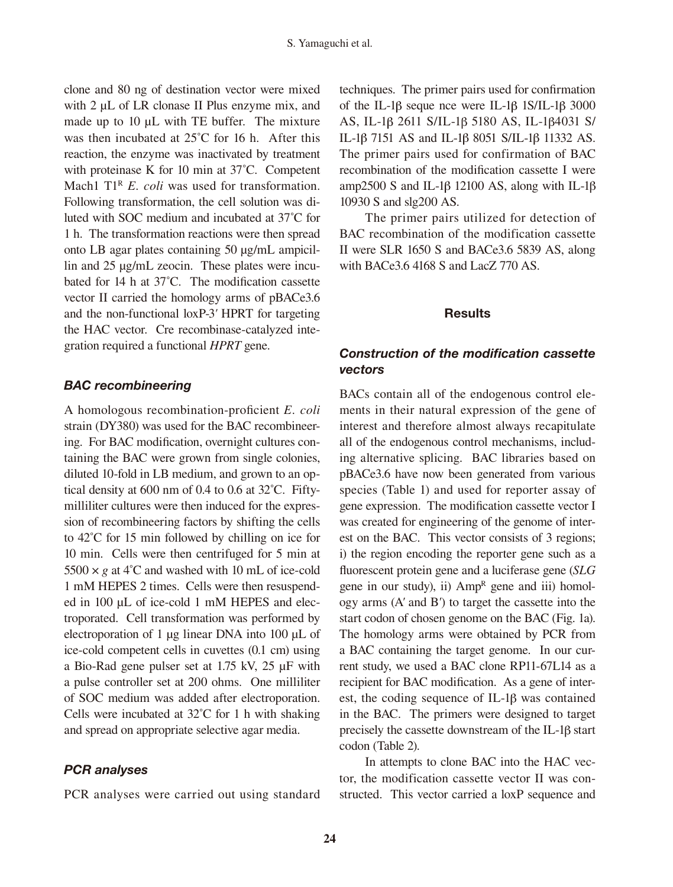clone and 80 ng of destination vector were mixed with 2 µL of LR clonase II Plus enzyme mix, and made up to 10 µL with TE buffer. The mixture was then incubated at 25˚C for 16 h. After this reaction, the enzyme was inactivated by treatment with proteinase K for 10 min at 37˚C. Competent Mach1 T1[R] *E. coli* was used for transformation. Following transformation, the cell solution was diluted with SOC medium and incubated at 37˚C for 1 h. The transformation reactions were then spread onto LB agar plates containing 50 µg/mL ampicillin and 25 µg/mL zeocin. These plates were incubated for 14 h at 37˚C. The modification cassette vector II carried the homology arms of pBACe3.6 and the non-functional loxP-3′ HPRT for targeting the HAC vector. Cre recombinase-catalyzed integration required a functional *HPRT* gene.

### *BAC recombineering*

A homologous recombination-proficient *E. coli* strain (DY380) was used for the BAC recombineering. For BAC modification, overnight cultures containing the BAC were grown from single colonies, diluted 10-fold in LB medium, and grown to an optical density at 600 nm of 0.4 to 0.6 at 32˚C. Fifty-milliliter cultures were then induced for the expression of recombineering factors by shifting the cells to 42˚C for 15 min followed by chilling on ice for 10 min. Cells were then centrifuged for 5 min at 5500 × *g* at 4˚C and washed with 10 mL of ice-cold 1 mM HEPES 2 times. Cells were then resuspended in 100 µL of ice-cold 1 mM HEPES and electroporated. Cell transformation was performed by electroporation of 1 µg linear DNA into 100 µL of ice-cold competent cells in cuvettes (0.1 cm) using a Bio-Rad gene pulser set at 1.75 kV, 25 µF with a pulse controller set at 200 ohms. One milliliter of SOC medium was added after electroporation. Cells were incubated at 32˚C for 1 h with shaking and spread on appropriate selective agar media.

### *PCR analyses*

PCR analyses were carried out using standard techniques. The primer pairs used for confirmation of the IL-1β seque nce were IL-1β 1S/IL-1β 3000 AS, IL-1β 2611 S/IL-1β 5180 AS, IL-1β4031 S/IL-1β 7151 AS and IL-1β 8051 S/IL-1β 11332 AS. The primer pairs used for confirmation of BAC recombination of the modification cassette I were amp2500 S and IL-1β 12100 AS, along with IL-1β 10930 S and slg200 AS.

The primer pairs utilized for detection of BAC recombination of the modification cassette II were SLR 1650 S and BACe3.6 5839 AS, along with BACe3.6 4168 S and LacZ 770 AS.

## Results

### *Construction of the modification cassette vectors*

BACs contain all of the endogenous control elements in their natural expression of the gene of interest and therefore almost always recapitulate all of the endogenous control mechanisms, including alternative splicing. BAC libraries based on pBACe3.6 have now been generated from various species (Table 1) and used for reporter assay of gene expression. The modification cassette vector I was created for engineering of the genome of interest on the BAC. This vector consists of 3 regions; i) the region encoding the reporter gene such as a fluorescent protein gene and a luciferase gene (*SLG* gene in our study), ii) Amp[R] gene and iii) homology arms (A′ and B′) to target the cassette into the start codon of chosen genome on the BAC (Fig. 1a). The homology arms were obtained by PCR from a BAC containing the target genome. In our current study, we used a BAC clone RP11-67L14 as a recipient for BAC modification. As a gene of interest, the coding sequence of IL-1β was contained in the BAC. The primers were designed to target precisely the cassette downstream of the IL-1β start codon (Table 2).

In attempts to clone BAC into the HAC vector, the modification cassette vector II was constructed. This vector carried a loxP sequence and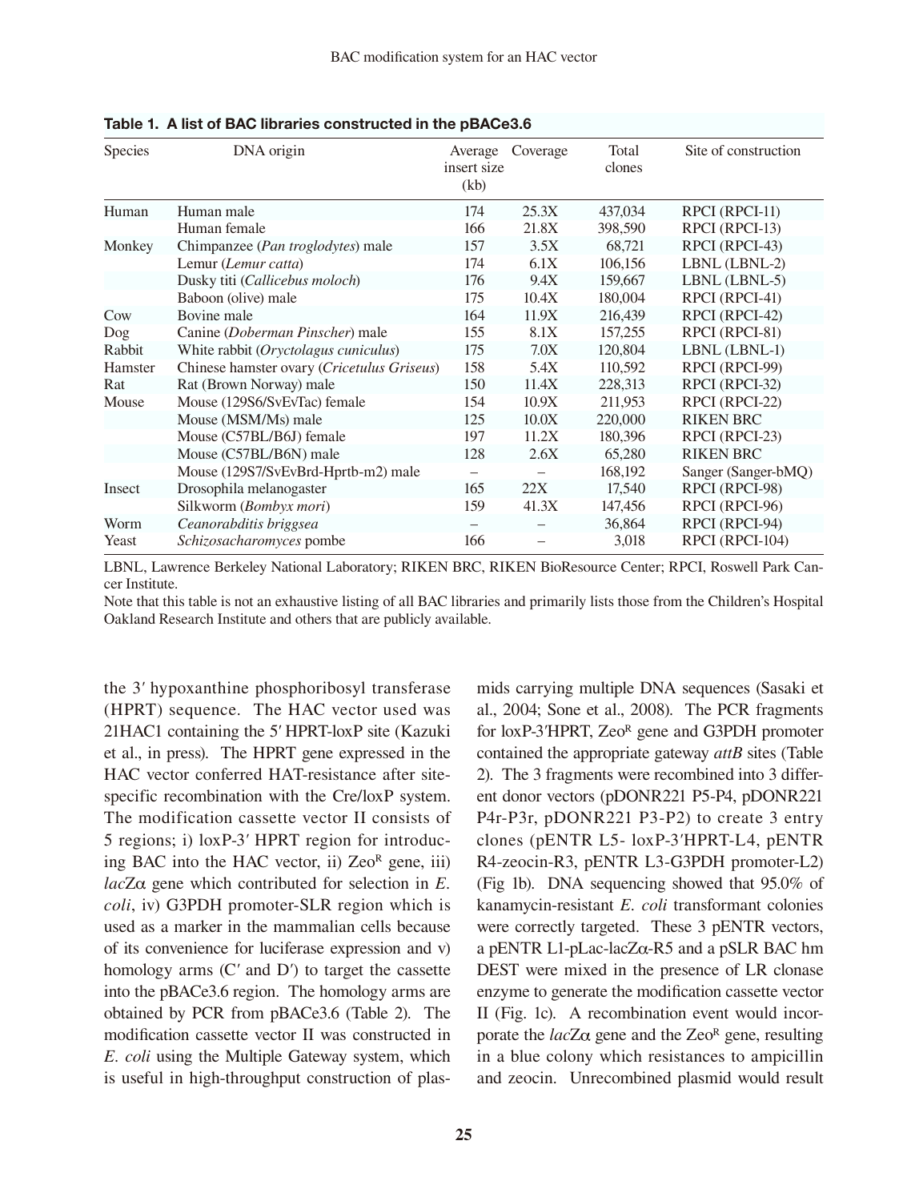**Table 1. A list of BAC libraries constructed in the pBACe3.6**

| Species | DNA origin | Average insert size (kb) | Coverage | Total clones | Site of construction |
|---|---|---|---|---|---|
| Human | Human male | 174 | 25.3X | 437,034 | RPCI (RPCI-11) |
| | Human female | 166 | 21.8X | 398,590 | RPCI (RPCI-13) |
| Monkey | Chimpanzee (*Pan troglodytes*) male | 157 | 3.5X | 68,721 | RPCI (RPCI-43) |
| | Lemur (*Lemur catta*) | 174 | 6.1X | 106,156 | LBNL (LBNL-2) |
| | Dusky titi (*Callicebus moloch*) | 176 | 9.4X | 159,667 | LBNL (LBNL-5) |
| | Baboon (olive) male | 175 | 10.4X | 180,004 | RPCI (RPCI-41) |
| Cow | Bovine male | 164 | 11.9X | 216,439 | RPCI (RPCI-42) |
| Dog | Canine (*Doberman Pinscher*) male | 155 | 8.1X | 157,255 | RPCI (RPCI-81) |
| Rabbit | White rabbit (*Oryctolagus cuniculus*) | 175 | 7.0X | 120,804 | LBNL (LBNL-1) |
| Hamster | Chinese hamster ovary (*Cricetulus Griseus*) | 158 | 5.4X | 110,592 | RPCI (RPCI-99) |
| Rat | Rat (Brown Norway) male | 150 | 11.4X | 228,313 | RPCI (RPCI-32) |
| Mouse | Mouse (129S6/SvEvTac) female | 154 | 10.9X | 211,953 | RPCI (RPCI-22) |
| | Mouse (MSM/Ms) male | 125 | 10.0X | 220,000 | RIKEN BRC |
| | Mouse (C57BL/B6J) female | 197 | 11.2X | 180,396 | RPCI (RPCI-23) |
| | Mouse (C57BL/B6N) male | 128 | 2.6X | 65,280 | RIKEN BRC |
| | Mouse (129S7/SvEvBrd-Hprtb-m2) male | – | – | 168,192 | Sanger (Sanger-bMQ) |
| Insect | Drosophila melanogaster | 165 | 22X | 17,540 | RPCI (RPCI-98) |
| | Silkworm (*Bombyx mori*) | 159 | 41.3X | 147,456 | RPCI (RPCI-96) |
| Worm | *Ceanorabditis briggsea* | – | – | 36,864 | RPCI (RPCI-94) |
| Yeast | *Schizosacharomyces* pombe | 166 | – | 3,018 | RPCI (RPCI-104) |

LBNL, Lawrence Berkeley National Laboratory; RIKEN BRC, RIKEN BioResource Center; RPCI, Roswell Park Cancer Institute.
Note that this table is not an exhaustive listing of all BAC libraries and primarily lists those from the Children's Hospital Oakland Research Institute and others that are publicly available.

the 3′ hypoxanthine phosphoribosyl transferase (HPRT) sequence. The HAC vector used was 21HAC1 containing the 5′ HPRT-loxP site (Kazuki et al., in press). The HPRT gene expressed in the HAC vector conferred HAT-resistance after site-specific recombination with the Cre/loxP system. The modification cassette vector II consists of 5 regions; i) loxP-3′ HPRT region for introducing BAC into the HAC vector, ii) Zeo$^R$ gene, iii) *lac*Z$\alpha$ gene which contributed for selection in *E. coli*, iv) G3PDH promoter-SLR region which is used as a marker in the mammalian cells because of its convenience for luciferase expression and v) homology arms (C′ and D′) to target the cassette into the pBACe3.6 region. The homology arms are obtained by PCR from pBACe3.6 (Table 2). The modification cassette vector II was constructed in *E. coli* using the Multiple Gateway system, which is useful in high-throughput construction of plasmids carrying multiple DNA sequences (Sasaki et al., 2004; Sone et al., 2008). The PCR fragments for loxP-3′HPRT, Zeo$^R$ gene and G3PDH promoter contained the appropriate gateway *attB* sites (Table 2). The 3 fragments were recombined into 3 different donor vectors (pDONR221 P5-P4, pDONR221 P4r-P3r, pDONR221 P3-P2) to create 3 entry clones (pENTR L5- loxP-3′HPRT-L4, pENTR R4-zeocin-R3, pENTR L3-G3PDH promoter-L2) (Fig 1b). DNA sequencing showed that 95.0% of kanamycin-resistant *E. coli* transformant colonies were correctly targeted. These 3 pENTR vectors, a pENTR L1-pLac-lacZ$\alpha$-R5 and a pSLR BAC hm DEST were mixed in the presence of LR clonase enzyme to generate the modification cassette vector II (Fig. 1c). A recombination event would incorporate the *lac*Z$\alpha$ gene and the Zeo$^R$ gene, resulting in a blue colony which resistances to ampicillin and zeocin. Unrecombined plasmid would result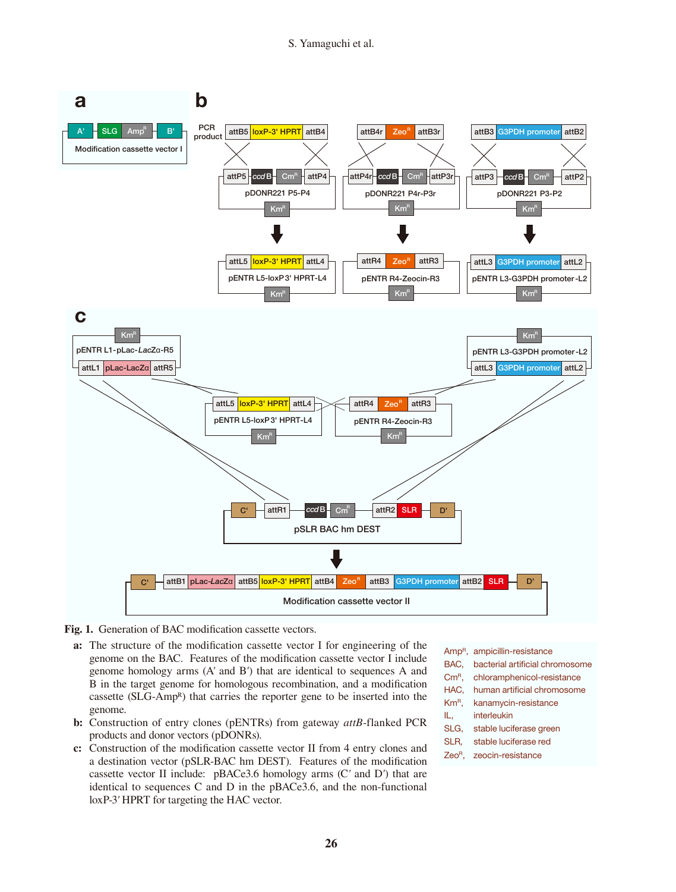**Fig. 1.** Generation of BAC modification cassette vectors.

**a:** The structure of the modification cassette vector I for engineering of the genome on the BAC. Features of the modification cassette vector I include genome homology arms (A′ and B′) that are identical to sequences A and B in the target genome for homologous recombination, and a modification cassette (SLG-Amp$^R$) that carries the reporter gene to be inserted into the genome.

**b:** Construction of entry clones (pENTRs) from gateway *attB*-flanked PCR products and donor vectors (pDONRs).

**c:** Construction of the modification cassette vector II from 4 entry clones and a destination vector (pSLR-BAC hm DEST). Features of the modification cassette vector II include: pBACe3.6 homology arms (C′ and D′) that are identical to sequences C and D in the pBACe3.6, and the non-functional loxP-3′ HPRT for targeting the HAC vector.

Amp$^R$, ampicillin-resistance
BAC, bacterial artificial chromosome
Cm$^R$, chloramphenicol-resistance
HAC, human artificial chromosome
Km$^R$, kanamycin-resistance
IL, interleukin
SLG, stable luciferase green
SLR, stable luciferase red
Zeo$^R$, zeocin-resistance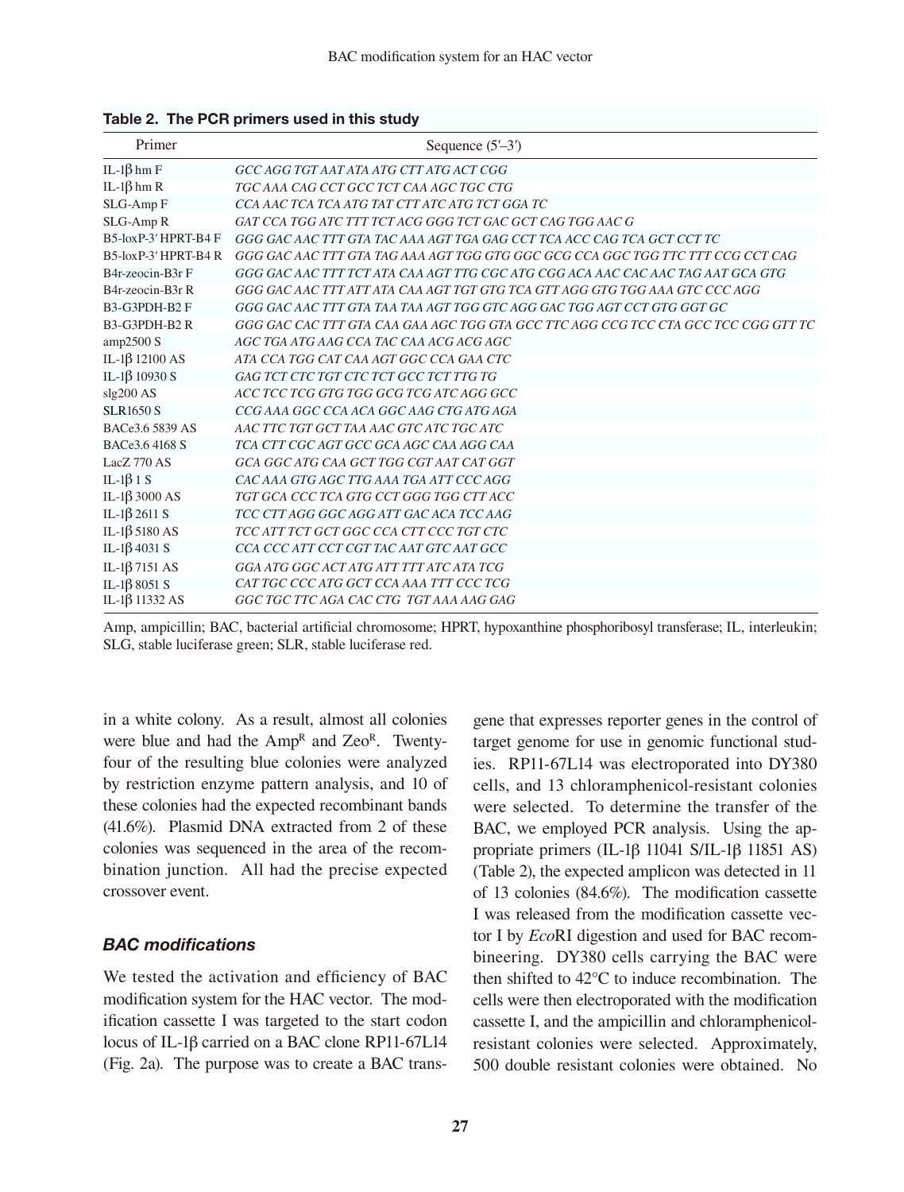**Table 2. The PCR primers used in this study**

| Primer | Sequence (5′–3′) |
|---|---|
| IL-1β hm F | *GCC AGG TGT AAT ATA ATG CTT ATG ACT CGG* |
| IL-1β hm R | *TGC AAA CAG CCT GCC TCT CAA AGC TGC CTG* |
| SLG-Amp F | *CCA AAC TCA TCA ATG TAT CTT ATC ATG TCT GGA TC* |
| SLG-Amp R | *GAT CCA TGG ATC TTT TCT ACG GGG TCT GAC GCT CAG TGG AAC G* |
| B5-loxP-3′ HPRT-B4 F | *GGG GAC AAC TTT GTA TAC AAA AGT TGA GAG CCT TCA ACC CAG TCA GCT CCT TC* |
| B5-loxP-3′ HPRT-B4 R | *GGG GAC AAC TTT GTA TAG AAA AGT TGG GTG GGC GCG CCA GGC TGG TTC TTT CCG CCT CAG* |
| B4r-zeocin-B3r F | *GGG GAC AAC TTT TCT ATA CAA AGT TTG CGC ATG CGG ACA AAC CAC AAC TAG AAT GCA GTG* |
| B4r-zeocin-B3r R | *GGG GAC AAC TTT ATT ATA CAA AGT TGT GTG TCA GTT AGG GTG TGG AAA GTC CCC AGG* |
| B3-G3PDH-B2 F | *GGG GAC AAC TTT GTA TAA TAA AGT TGG GTC AGG GAC TGG AGT CCT GTG GGT GC* |
| B3-G3PDH-B2 R | *GGG GAC CAC TTT GTA CAA GAA AGC TGG GTA GCC TTC AGG CCG TCC CTA GCC TCC CGG GTT TC* |
| amp2500 S | *AGC TGA ATG AAG CCA TAC CAA ACG ACG AGC* |
| IL-1β 12100 AS | *ATA CCA TGG CAT CAA AGT GGC CCA GAA CTC* |
| IL-1β 10930 S | *GAG TCT CTC TGT CTC TCT GCC TCT TTG TG* |
| slg200 AS | *ACC TCC TCG GTG TGG GCG TCG ATC AGG GCC* |
| SLR1650 S | *CCG AAA GGC CCA ACA GGC AAG CTG ATG AGA* |
| BACe3.6 5839 AS | *AAC TTC TGT GCT TAA AAC GTC ATC TGC ATC* |
| BACe3.6 4168 S | *TCA CTT CGC AGT GCC GCA AGC CAA AGG CAA* |
| LacZ 770 AS | *GCA GGC ATG CAA GCT TGG CGT AAT CAT GGT* |
| IL-1β 1 S | *CAC AAA GTG AGC TTG AAA TGA ATT CCC AGG* |
| IL-1β 3000 AS | *TGT GCA CCC TCA GTG CCT GGG TGG CTT ACC* |
| IL-1β 2611 S | *TCC CTT AGG GGC AGG ATT GAC ACA TCC AAG* |
| IL-1β 5180 AS | *TCC ATT TCT GCT GGC CCA CTT CCC TGT CTC* |
| IL-1β 4031 S | *CCA CCC ATT CCT CGT TAC AAT GTC AAT GCC* |
| IL-1β 7151 AS | *GGA ATG GGC ACT ATG ATT TTT ATC ATA TCG* |
| IL-1β 8051 S | *CAT TGC CCC ATG GCT CCA AAA TTT CCC TCG* |
| IL-1β 11332 AS | *GGC TGC TTC AGA CAC CTG TGT AAA AAG GAG* |

Amp, ampicillin; BAC, bacterial artificial chromosome; HPRT, hypoxanthine phosphoribosyl transferase; IL, interleukin; SLG, stable luciferase green; SLR, stable luciferase red.

in a white colony. As a result, almost all colonies were blue and had the $Amp^R$ and $Zeo^R$. Twenty-four of the resulting blue colonies were analyzed by restriction enzyme pattern analysis, and 10 of these colonies had the expected recombinant bands (41.6%). Plasmid DNA extracted from 2 of these colonies was sequenced in the area of the recombination junction. All had the precise expected crossover event.

### *BAC modifications*

We tested the activation and efficiency of BAC modification system for the HAC vector. The modification cassette I was targeted to the start codon locus of IL-1β carried on a BAC clone RP11-67L14 (Fig. 2a). The purpose was to create a BAC transgene that expresses reporter genes in the control of target genome for use in genomic functional studies. RP11-67L14 was electroporated into DY380 cells, and 13 chloramphenicol-resistant colonies were selected. To determine the transfer of the BAC, we employed PCR analysis. Using the appropriate primers (IL-1β 11041 S/IL-1β 11851 AS) (Table 2), the expected amplicon was detected in 11 of 13 colonies (84.6%). The modification cassette I was released from the modification cassette vector I by *Eco*RI digestion and used for BAC recombineering. DY380 cells carrying the BAC were then shifted to 42°C to induce recombination. The cells were then electroporated with the modification cassette I, and the ampicillin and chloramphenicol-resistant colonies were selected. Approximately, 500 double resistant colonies were obtained. No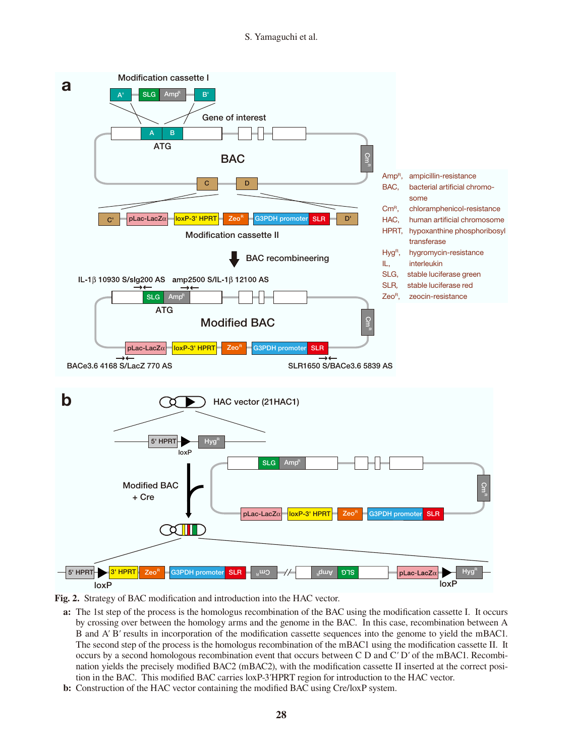**Fig. 2.** Strategy of BAC modification and introduction into the HAC vector.

**a:** The 1st step of the process is the homologus recombination of the BAC using the modification cassette I. It occurs by crossing over between the homology arms and the genome in the BAC. In this case, recombination between A B and A′ B′ results in incorporation of the modification cassette sequences into the genome to yield the mBAC1. The second step of the process is the homologus recombination of the mBAC1 using the modification cassette II. It occurs by a second homologous recombination event that occurs between C D and C′ D′ of the mBAC1. Recombination yields the precisely modified BAC2 (mBAC2), with the modification cassette II inserted at the correct position in the BAC. This modified BAC carries loxP-3′HPRT region for introduction to the HAC vector.

**b:** Construction of the HAC vector containing the modified BAC using Cre/loxP system.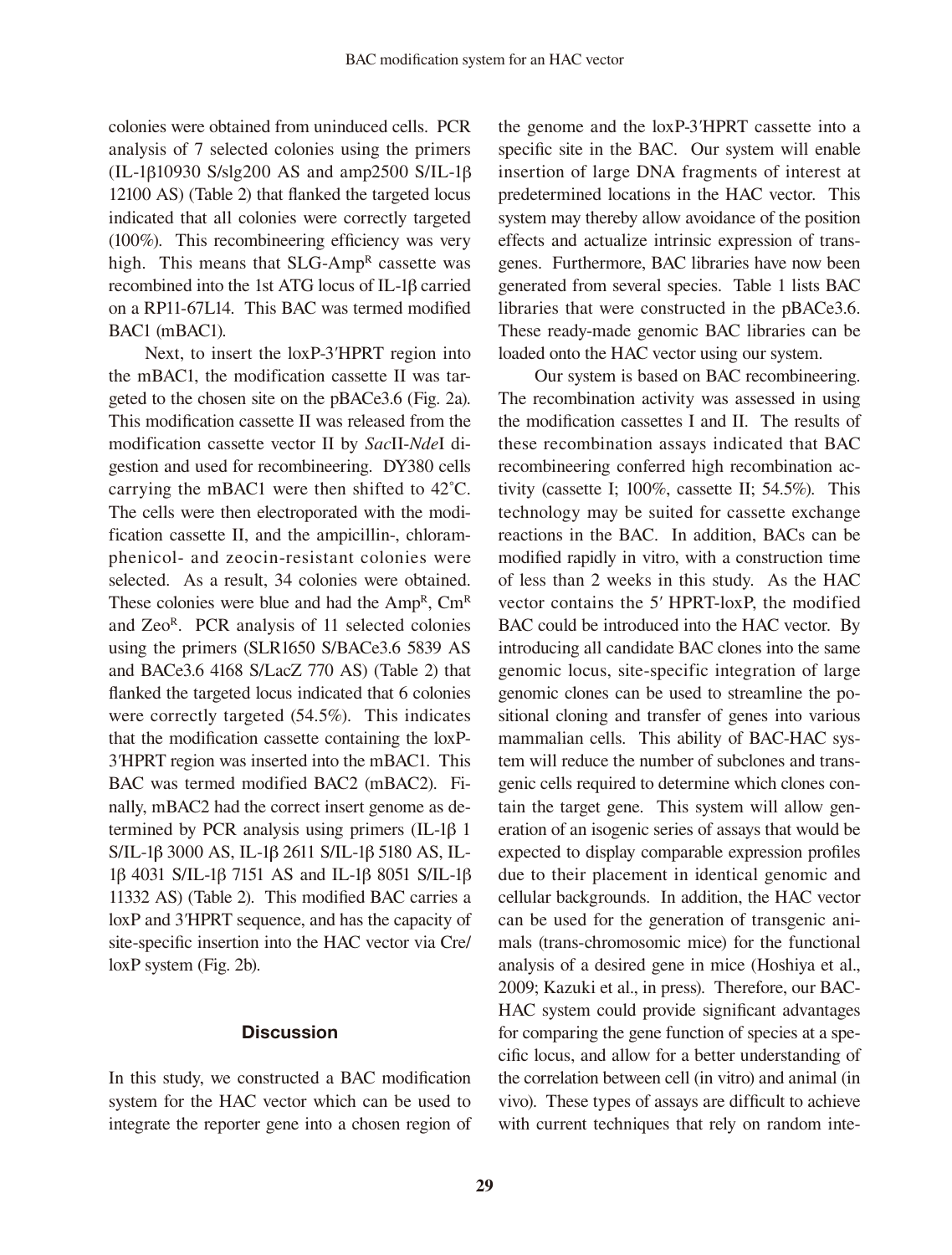colonies were obtained from uninduced cells. PCR analysis of 7 selected colonies using the primers (IL-1β10930 S/slg200 AS and amp2500 S/IL-1β 12100 AS) (Table 2) that flanked the targeted locus indicated that all colonies were correctly targeted (100%). This recombineering efficiency was very high. This means that SLG-Amp$^R$ cassette was recombined into the 1st ATG locus of IL-1β carried on a RP11-67L14. This BAC was termed modified BAC1 (mBAC1).

Next, to insert the loxP-3′HPRT region into the mBAC1, the modification cassette II was targeted to the chosen site on the pBACe3.6 (Fig. 2a). This modification cassette II was released from the modification cassette vector II by *Sac*II-*Nde*I digestion and used for recombineering. DY380 cells carrying the mBAC1 were then shifted to 42˚C. The cells were then electroporated with the modification cassette II, and the ampicillin-, chloramphenicol- and zeocin-resistant colonies were selected. As a result, 34 colonies were obtained. These colonies were blue and had the Amp$^R$, Cm$^R$ and Zeo$^R$. PCR analysis of 11 selected colonies using the primers (SLR1650 S/BACe3.6 5839 AS and BACe3.6 4168 S/LacZ 770 AS) (Table 2) that flanked the targeted locus indicated that 6 colonies were correctly targeted (54.5%). This indicates that the modification cassette containing the loxP-3′HPRT region was inserted into the mBAC1. This BAC was termed modified BAC2 (mBAC2). Finally, mBAC2 had the correct insert genome as determined by PCR analysis using primers (IL-1β 1 S/IL-1β 3000 AS, IL-1β 2611 S/IL-1β 5180 AS, IL-1β 4031 S/IL-1β 7151 AS and IL-1β 8051 S/IL-1β 11332 AS) (Table 2). This modified BAC carries a loxP and 3′HPRT sequence, and has the capacity of site-specific insertion into the HAC vector via Cre/loxP system (Fig. 2b).

## Discussion

In this study, we constructed a BAC modification system for the HAC vector which can be used to integrate the reporter gene into a chosen region of the genome and the loxP-3′HPRT cassette into a specific site in the BAC. Our system will enable insertion of large DNA fragments of interest at predetermined locations in the HAC vector. This system may thereby allow avoidance of the position effects and actualize intrinsic expression of transgenes. Furthermore, BAC libraries have now been generated from several species. Table 1 lists BAC libraries that were constructed in the pBACe3.6. These ready-made genomic BAC libraries can be loaded onto the HAC vector using our system.

Our system is based on BAC recombineering. The recombination activity was assessed in using the modification cassettes I and II. The results of these recombination assays indicated that BAC recombineering conferred high recombination activity (cassette I; 100%, cassette II; 54.5%). This technology may be suited for cassette exchange reactions in the BAC. In addition, BACs can be modified rapidly in vitro, with a construction time of less than 2 weeks in this study. As the HAC vector contains the 5′ HPRT-loxP, the modified BAC could be introduced into the HAC vector. By introducing all candidate BAC clones into the same genomic locus, site-specific integration of large genomic clones can be used to streamline the positional cloning and transfer of genes into various mammalian cells. This ability of BAC-HAC system will reduce the number of subclones and transgenic cells required to determine which clones contain the target gene. This system will allow generation of an isogenic series of assays that would be expected to display comparable expression profiles due to their placement in identical genomic and cellular backgrounds. In addition, the HAC vector can be used for the generation of transgenic animals (trans-chromosomic mice) for the functional analysis of a desired gene in mice (Hoshiya et al., 2009; Kazuki et al., in press). Therefore, our BAC-HAC system could provide significant advantages for comparing the gene function of species at a specific locus, and allow for a better understanding of the correlation between cell (in vitro) and animal (in vivo). These types of assays are difficult to achieve with current techniques that rely on random inte-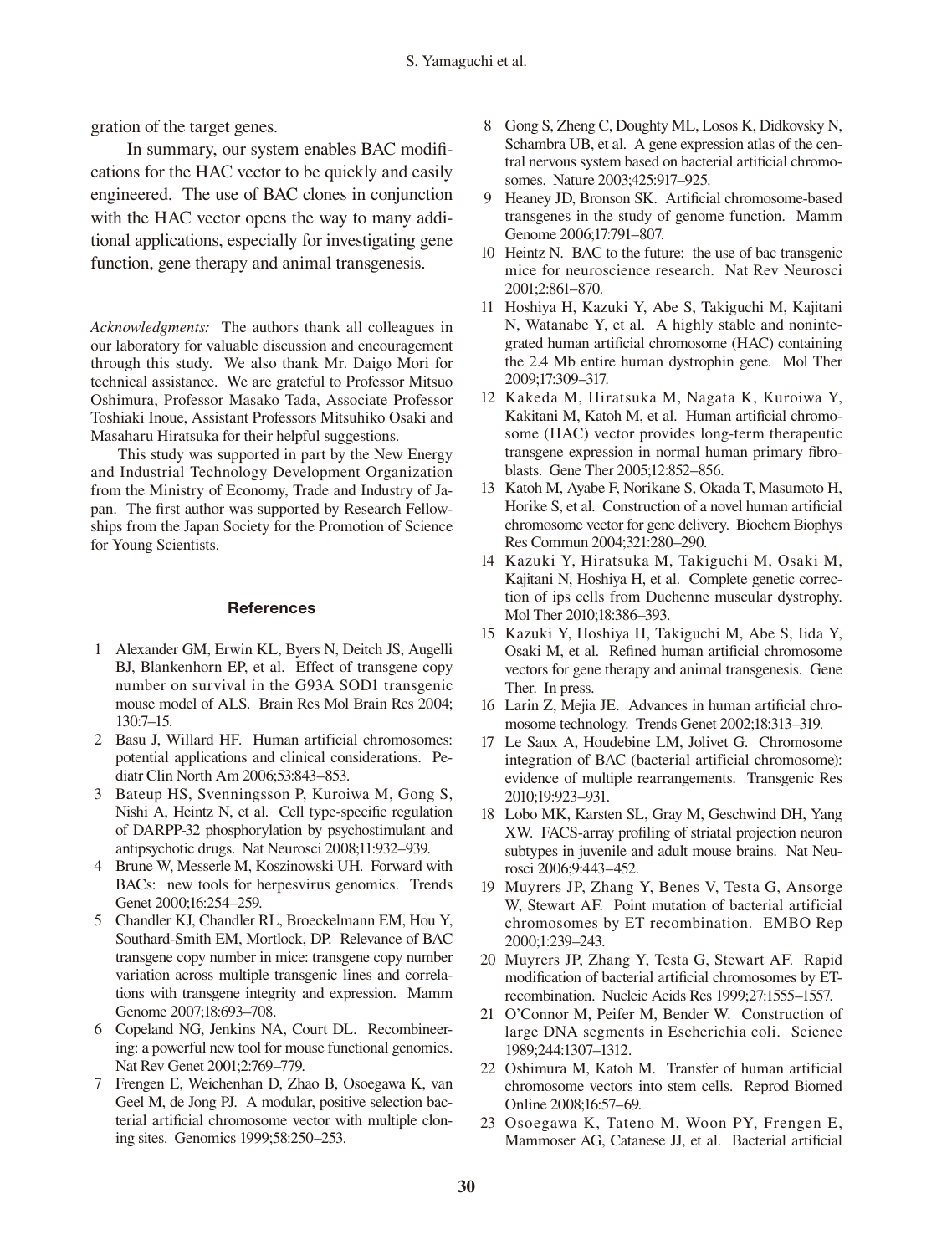gration of the target genes.

In summary, our system enables BAC modifications for the HAC vector to be quickly and easily engineered. The use of BAC clones in conjunction with the HAC vector opens the way to many additional applications, especially for investigating gene function, gene therapy and animal transgenesis.

*Acknowledgments:* The authors thank all colleagues in our laboratory for valuable discussion and encouragement through this study. We also thank Mr. Daigo Mori for technical assistance. We are grateful to Professor Mitsuo Oshimura, Professor Masako Tada, Associate Professor Toshiaki Inoue, Assistant Professors Mitsuhiko Osaki and Masaharu Hiratsuka for their helpful suggestions.

This study was supported in part by the New Energy and Industrial Technology Development Organization from the Ministry of Economy, Trade and Industry of Japan. The first author was supported by Research Fellowships from the Japan Society for the Promotion of Science for Young Scientists.

## References

1. Alexander GM, Erwin KL, Byers N, Deitch JS, Augelli BJ, Blankenhorn EP, et al. Effect of transgene copy number on survival in the G93A SOD1 transgenic mouse model of ALS. Brain Res Mol Brain Res 2004; 130:7–15.
2. Basu J, Willard HF. Human artificial chromosomes: potential applications and clinical considerations. Pediatr Clin North Am 2006;53:843–853.
3. Bateup HS, Svenningsson P, Kuroiwa M, Gong S, Nishi A, Heintz N, et al. Cell type-specific regulation of DARPP-32 phosphorylation by psychostimulant and antipsychotic drugs. Nat Neurosci 2008;11:932–939.
4. Brune W, Messerle M, Koszinowski UH. Forward with BACs: new tools for herpesvirus genomics. Trends Genet 2000;16:254–259.
5. Chandler KJ, Chandler RL, Broeckelmann EM, Hou Y, Southard-Smith EM, Mortlock, DP. Relevance of BAC transgene copy number in mice: transgene copy number variation across multiple transgenic lines and correlations with transgene integrity and expression. Mamm Genome 2007;18:693–708.
6. Copeland NG, Jenkins NA, Court DL. Recombineering: a powerful new tool for mouse functional genomics. Nat Rev Genet 2001;2:769–779.
7. Frengen E, Weichenhan D, Zhao B, Osoegawa K, van Geel M, de Jong PJ. A modular, positive selection bacterial artificial chromosome vector with multiple cloning sites. Genomics 1999;58:250–253.
8. Gong S, Zheng C, Doughty ML, Losos K, Didkovsky N, Schambra UB, et al. A gene expression atlas of the central nervous system based on bacterial artificial chromosomes. Nature 2003;425:917–925.
9. Heaney JD, Bronson SK. Artificial chromosome-based transgenes in the study of genome function. Mamm Genome 2006;17:791–807.
10. Heintz N. BAC to the future: the use of bac transgenic mice for neuroscience research. Nat Rev Neurosci 2001;2:861–870.
11. Hoshiya H, Kazuki Y, Abe S, Takiguchi M, Kajitani N, Watanabe Y, et al. A highly stable and nonintegrated human artificial chromosome (HAC) containing the 2.4 Mb entire human dystrophin gene. Mol Ther 2009;17:309–317.
12. Kakeda M, Hiratsuka M, Nagata K, Kuroiwa Y, Kakitani M, Katoh M, et al. Human artificial chromosome (HAC) vector provides long-term therapeutic transgene expression in normal human primary fibroblasts. Gene Ther 2005;12:852–856.
13. Katoh M, Ayabe F, Norikane S, Okada T, Masumoto H, Horike S, et al. Construction of a novel human artificial chromosome vector for gene delivery. Biochem Biophys Res Commun 2004;321:280–290.
14. Kazuki Y, Hiratsuka M, Takiguchi M, Osaki M, Kajitani N, Hoshiya H, et al. Complete genetic correction of ips cells from Duchenne muscular dystrophy. Mol Ther 2010;18:386–393.
15. Kazuki Y, Hoshiya H, Takiguchi M, Abe S, Iida Y, Osaki M, et al. Refined human artificial chromosome vectors for gene therapy and animal transgenesis. Gene Ther. In press.
16. Larin Z, Mejia JE. Advances in human artificial chromosome technology. Trends Genet 2002;18:313–319.
17. Le Saux A, Houdebine LM, Jolivet G. Chromosome integration of BAC (bacterial artificial chromosome): evidence of multiple rearrangements. Transgenic Res 2010;19:923–931.
18. Lobo MK, Karsten SL, Gray M, Geschwind DH, Yang XW. FACS-array profiling of striatal projection neuron subtypes in juvenile and adult mouse brains. Nat Neurosci 2006;9:443–452.
19. Muyrers JP, Zhang Y, Benes V, Testa G, Ansorge W, Stewart AF. Point mutation of bacterial artificial chromosomes by ET recombination. EMBO Rep 2000;1:239–243.
20. Muyrers JP, Zhang Y, Testa G, Stewart AF. Rapid modification of bacterial artificial chromosomes by ET-recombination. Nucleic Acids Res 1999;27:1555–1557.
21. O'Connor M, Peifer M, Bender W. Construction of large DNA segments in Escherichia coli. Science 1989;244:1307–1312.
22. Oshimura M, Katoh M. Transfer of human artificial chromosome vectors into stem cells. Reprod Biomed Online 2008;16:57–69.
23. Osoegawa K, Tateno M, Woon PY, Frengen E, Mammoser AG, Catanese JJ, et al. Bacterial artificial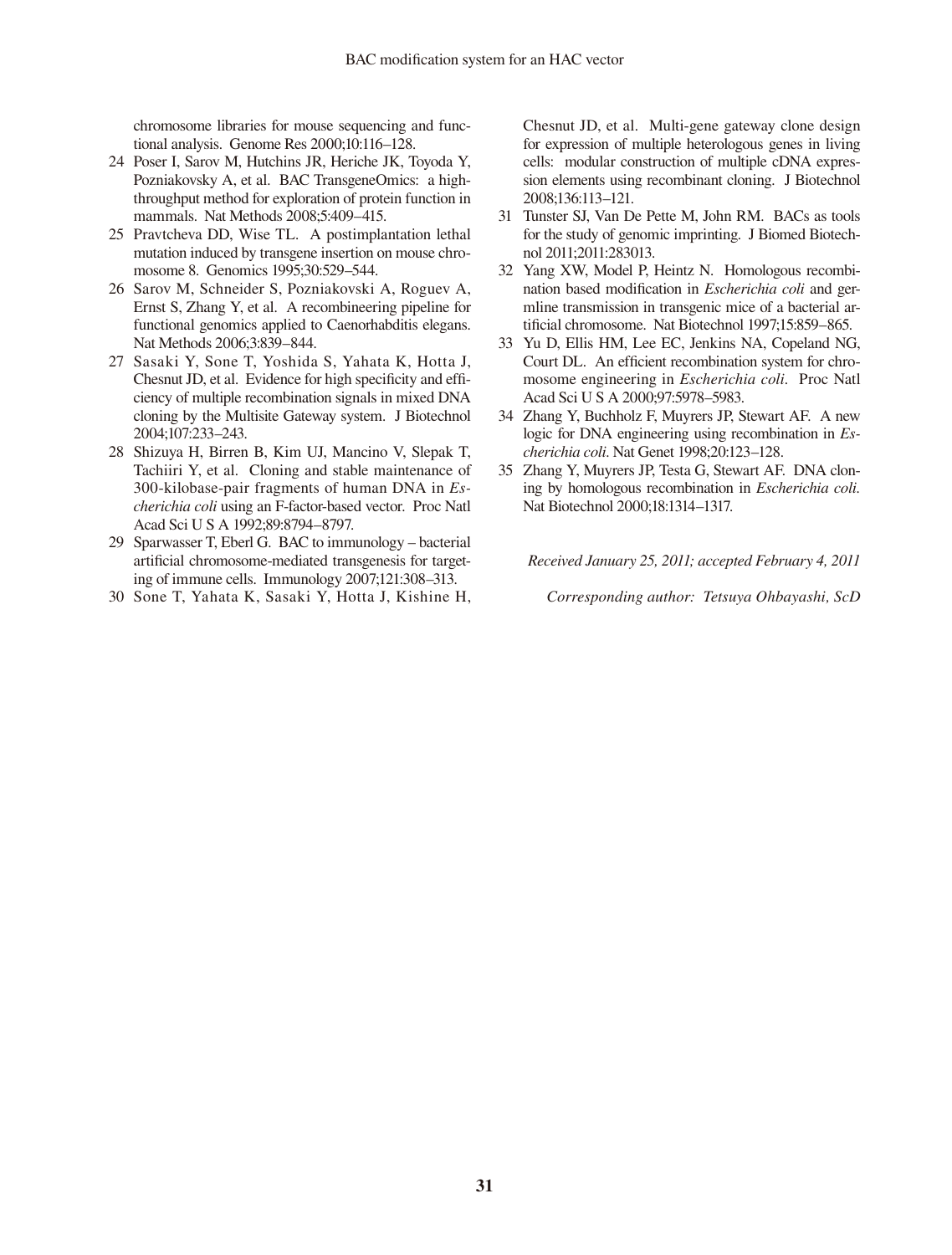chromosome libraries for mouse sequencing and functional analysis. Genome Res 2000;10:116–128.

24 Poser I, Sarov M, Hutchins JR, Heriche JK, Toyoda Y, Pozniakovsky A, et al. BAC TransgeneOmics: a high-throughput method for exploration of protein function in mammals. Nat Methods 2008;5:409–415.

25 Pravtcheva DD, Wise TL. A postimplantation lethal mutation induced by transgene insertion on mouse chromosome 8. Genomics 1995;30:529–544.

26 Sarov M, Schneider S, Pozniakovski A, Roguev A, Ernst S, Zhang Y, et al. A recombineering pipeline for functional genomics applied to Caenorhabditis elegans. Nat Methods 2006;3:839–844.

27 Sasaki Y, Sone T, Yoshida S, Yahata K, Hotta J, Chesnut JD, et al. Evidence for high specificity and efficiency of multiple recombination signals in mixed DNA cloning by the Multisite Gateway system. J Biotechnol 2004;107:233–243.

28 Shizuya H, Birren B, Kim UJ, Mancino V, Slepak T, Tachiiri Y, et al. Cloning and stable maintenance of 300-kilobase-pair fragments of human DNA in *Escherichia coli* using an F-factor-based vector. Proc Natl Acad Sci U S A 1992;89:8794–8797.

29 Sparwasser T, Eberl G. BAC to immunology – bacterial artificial chromosome-mediated transgenesis for targeting of immune cells. Immunology 2007;121:308–313.

30 Sone T, Yahata K, Sasaki Y, Hotta J, Kishine H, Chesnut JD, et al. Multi-gene gateway clone design for expression of multiple heterologous genes in living cells: modular construction of multiple cDNA expression elements using recombinant cloning. J Biotechnol 2008;136:113–121.

31 Tunster SJ, Van De Pette M, John RM. BACs as tools for the study of genomic imprinting. J Biomed Biotechnol 2011;2011:283013.

32 Yang XW, Model P, Heintz N. Homologous recombination based modification in *Escherichia coli* and germline transmission in transgenic mice of a bacterial artificial chromosome. Nat Biotechnol 1997;15:859–865.

33 Yu D, Ellis HM, Lee EC, Jenkins NA, Copeland NG, Court DL. An efficient recombination system for chromosome engineering in *Escherichia coli*. Proc Natl Acad Sci U S A 2000;97:5978–5983.

34 Zhang Y, Buchholz F, Muyrers JP, Stewart AF. A new logic for DNA engineering using recombination in *Escherichia coli*. Nat Genet 1998;20:123–128.

35 Zhang Y, Muyrers JP, Testa G, Stewart AF. DNA cloning by homologous recombination in *Escherichia coli*. Nat Biotechnol 2000;18:1314–1317.

*Received January 25, 2011; accepted February 4, 2011*

*Corresponding author: Tetsuya Ohbayashi, ScD*